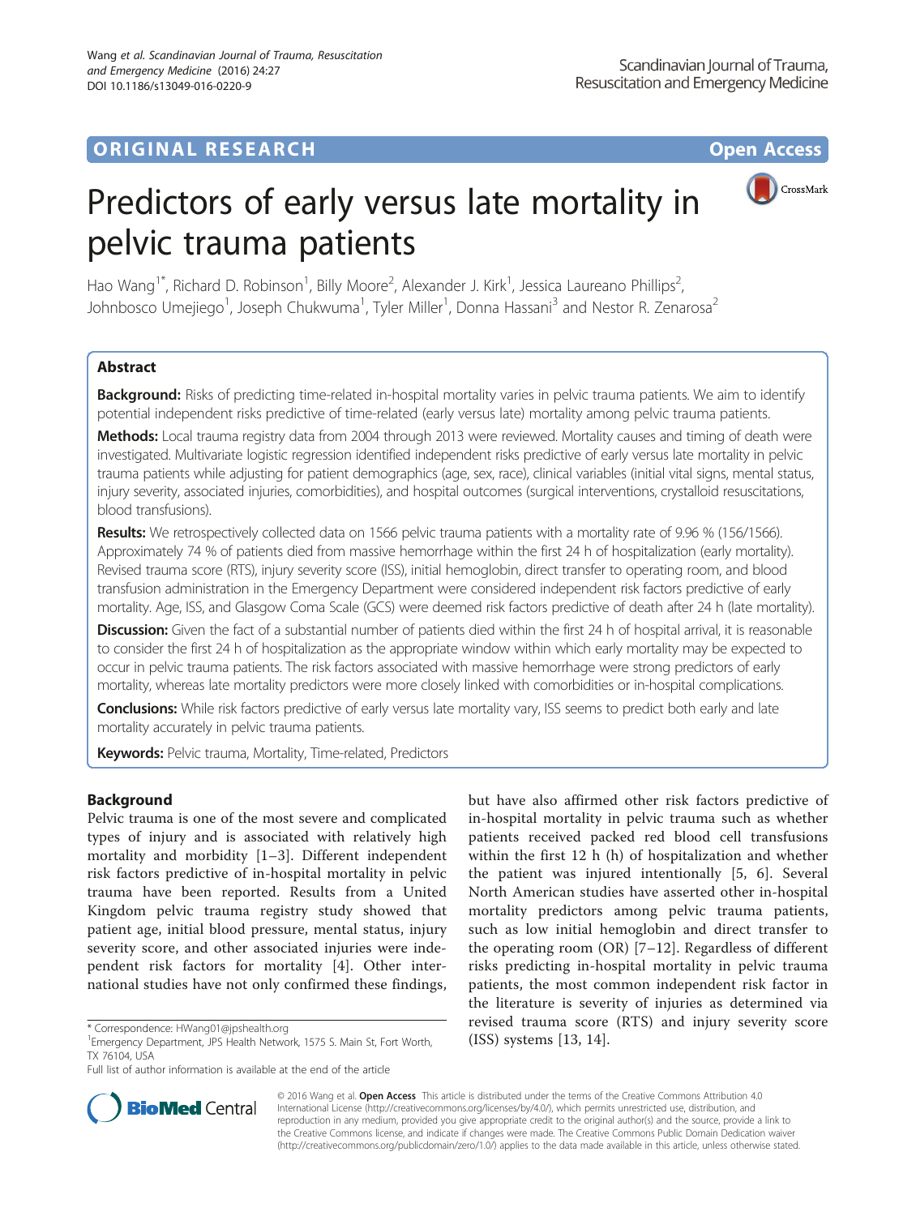ORIGINAL RESEARCH Open Access

# Predictors of early versus late mortality in pelvic trauma patients

Hao Wang[1*], Richard D. Robinson[1], Billy Moore[2], Alexander J. Kirk[1], Jessica Laureano Phillips[2], Johnbosco Umejiego[1], Joseph Chukwuma[1], Tyler Miller[1], Donna Hassani[3] and Nestor R. Zenarosa[2]

## Abstract

**Background:** Risks of predicting time-related in-hospital mortality varies in pelvic trauma patients. We aim to identify potential independent risks predictive of time-related (early versus late) mortality among pelvic trauma patients.

**Methods:** Local trauma registry data from 2004 through 2013 were reviewed. Mortality causes and timing of death were investigated. Multivariate logistic regression identified independent risks predictive of early versus late mortality in pelvic trauma patients while adjusting for patient demographics (age, sex, race), clinical variables (initial vital signs, mental status, injury severity, associated injuries, comorbidities), and hospital outcomes (surgical interventions, crystalloid resuscitations, blood transfusions).

**Results:** We retrospectively collected data on 1566 pelvic trauma patients with a mortality rate of 9.96 % (156/1566). Approximately 74 % of patients died from massive hemorrhage within the first 24 h of hospitalization (early mortality). Revised trauma score (RTS), injury severity score (ISS), initial hemoglobin, direct transfer to operating room, and blood transfusion administration in the Emergency Department were considered independent risk factors predictive of early mortality. Age, ISS, and Glasgow Coma Scale (GCS) were deemed risk factors predictive of death after 24 h (late mortality).

**Discussion:** Given the fact of a substantial number of patients died within the first 24 h of hospital arrival, it is reasonable to consider the first 24 h of hospitalization as the appropriate window within which early mortality may be expected to occur in pelvic trauma patients. The risk factors associated with massive hemorrhage were strong predictors of early mortality, whereas late mortality predictors were more closely linked with comorbidities or in-hospital complications.

**Conclusions:** While risk factors predictive of early versus late mortality vary, ISS seems to predict both early and late mortality accurately in pelvic trauma patients.

**Keywords:** Pelvic trauma, Mortality, Time-related, Predictors

## Background

Pelvic trauma is one of the most severe and complicated types of injury and is associated with relatively high mortality and morbidity [1–3]. Different independent risk factors predictive of in-hospital mortality in pelvic trauma have been reported. Results from a United Kingdom pelvic trauma registry study showed that patient age, initial blood pressure, mental status, injury severity score, and other associated injuries were independent risk factors for mortality [4]. Other international studies have not only confirmed these findings, but have also affirmed other risk factors predictive of in-hospital mortality in pelvic trauma such as whether patients received packed red blood cell transfusions within the first 12 h (h) of hospitalization and whether the patient was injured intentionally [5, 6]. Several North American studies have asserted other in-hospital mortality predictors among pelvic trauma patients, such as low initial hemoglobin and direct transfer to the operating room (OR) [7–12]. Regardless of different risks predicting in-hospital mortality in pelvic trauma patients, the most common independent risk factor in the literature is severity of injuries as determined via revised trauma score (RTS) and injury severity score (ISS) systems [13, 14].

* Correspondence: HWang01@jpshealth.org
[1]Emergency Department, JPS Health Network, 1575 S. Main St, Fort Worth, TX 76104, USA
Full list of author information is available at the end of the article

© 2016 Wang et al. **Open Access** This article is distributed under the terms of the Creative Commons Attribution 4.0 International License (http://creativecommons.org/licenses/by/4.0/), which permits unrestricted use, distribution, and reproduction in any medium, provided you give appropriate credit to the original author(s) and the source, provide a link to the Creative Commons license, and indicate if changes were made. The Creative Commons Public Domain Dedication waiver (http://creativecommons.org/publicdomain/zero/1.0/) applies to the data made available in this article, unless otherwise stated.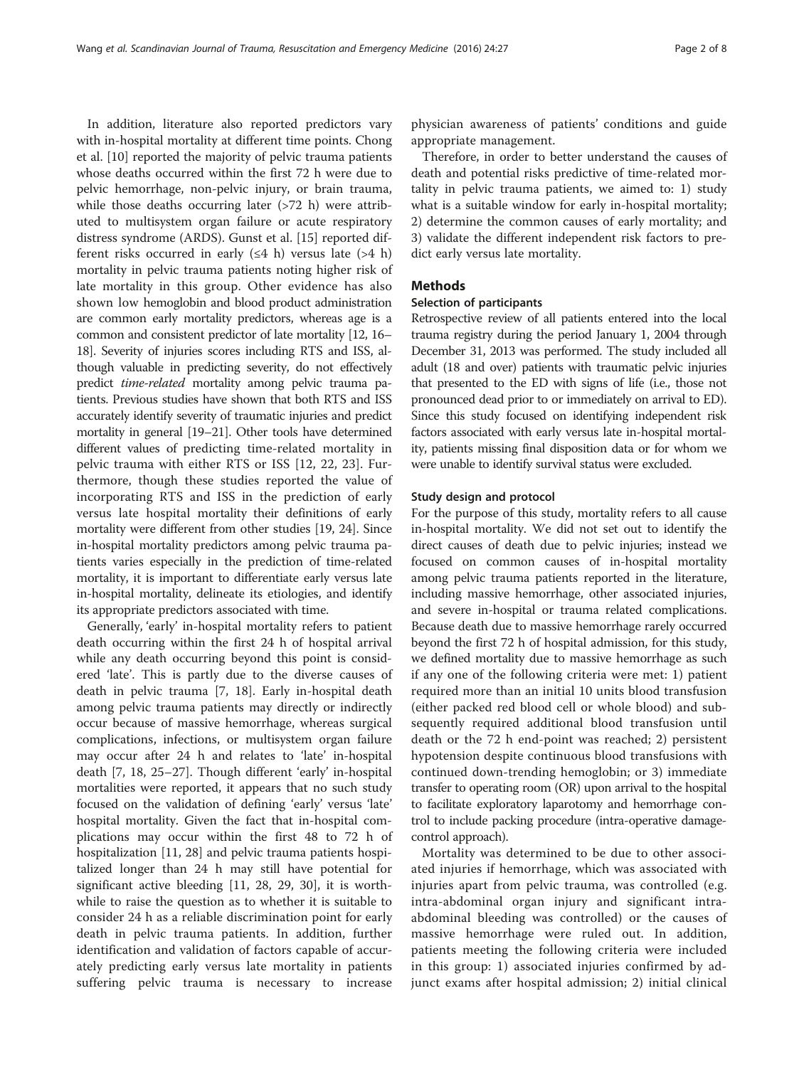In addition, literature also reported predictors vary with in-hospital mortality at different time points. Chong et al. [10] reported the majority of pelvic trauma patients whose deaths occurred within the first 72 h were due to pelvic hemorrhage, non-pelvic injury, or brain trauma, while those deaths occurring later (>72 h) were attributed to multisystem organ failure or acute respiratory distress syndrome (ARDS). Gunst et al. [15] reported different risks occurred in early (≤4 h) versus late (>4 h) mortality in pelvic trauma patients noting higher risk of late mortality in this group. Other evidence has also shown low hemoglobin and blood product administration are common early mortality predictors, whereas age is a common and consistent predictor of late mortality [12, 16–18]. Severity of injuries scores including RTS and ISS, although valuable in predicting severity, do not effectively predict *time-related* mortality among pelvic trauma patients. Previous studies have shown that both RTS and ISS accurately identify severity of traumatic injuries and predict mortality in general [19–21]. Other tools have determined different values of predicting time-related mortality in pelvic trauma with either RTS or ISS [12, 22, 23]. Furthermore, though these studies reported the value of incorporating RTS and ISS in the prediction of early versus late hospital mortality their definitions of early mortality were different from other studies [19, 24]. Since in-hospital mortality predictors among pelvic trauma patients varies especially in the prediction of time-related mortality, it is important to differentiate early versus late in-hospital mortality, delineate its etiologies, and identify its appropriate predictors associated with time.

Generally, 'early' in-hospital mortality refers to patient death occurring within the first 24 h of hospital arrival while any death occurring beyond this point is considered 'late'. This is partly due to the diverse causes of death in pelvic trauma [7, 18]. Early in-hospital death among pelvic trauma patients may directly or indirectly occur because of massive hemorrhage, whereas surgical complications, infections, or multisystem organ failure may occur after 24 h and relates to 'late' in-hospital death [7, 18, 25–27]. Though different 'early' in-hospital mortalities were reported, it appears that no such study focused on the validation of defining 'early' versus 'late' hospital mortality. Given the fact that in-hospital complications may occur within the first 48 to 72 h of hospitalization [11, 28] and pelvic trauma patients hospitalized longer than 24 h may still have potential for significant active bleeding [11, 28, 29, 30], it is worthwhile to raise the question as to whether it is suitable to consider 24 h as a reliable discrimination point for early death in pelvic trauma patients. In addition, further identification and validation of factors capable of accurately predicting early versus late mortality in patients suffering pelvic trauma is necessary to increase physician awareness of patients' conditions and guide appropriate management.

Therefore, in order to better understand the causes of death and potential risks predictive of time-related mortality in pelvic trauma patients, we aimed to: 1) study what is a suitable window for early in-hospital mortality; 2) determine the common causes of early mortality; and 3) validate the different independent risk factors to predict early versus late mortality.

## Methods

### Selection of participants

Retrospective review of all patients entered into the local trauma registry during the period January 1, 2004 through December 31, 2013 was performed. The study included all adult (18 and over) patients with traumatic pelvic injuries that presented to the ED with signs of life (i.e., those not pronounced dead prior to or immediately on arrival to ED). Since this study focused on identifying independent risk factors associated with early versus late in-hospital mortality, patients missing final disposition data or for whom we were unable to identify survival status were excluded.

### Study design and protocol

For the purpose of this study, mortality refers to all cause in-hospital mortality. We did not set out to identify the direct causes of death due to pelvic injuries; instead we focused on common causes of in-hospital mortality among pelvic trauma patients reported in the literature, including massive hemorrhage, other associated injuries, and severe in-hospital or trauma related complications. Because death due to massive hemorrhage rarely occurred beyond the first 72 h of hospital admission, for this study, we defined mortality due to massive hemorrhage as such if any one of the following criteria were met: 1) patient required more than an initial 10 units blood transfusion (either packed red blood cell or whole blood) and subsequently required additional blood transfusion until death or the 72 h end-point was reached; 2) persistent hypotension despite continuous blood transfusions with continued down-trending hemoglobin; or 3) immediate transfer to operating room (OR) upon arrival to the hospital to facilitate exploratory laparotomy and hemorrhage control to include packing procedure (intra-operative damage-control approach).

Mortality was determined to be due to other associated injuries if hemorrhage, which was associated with injuries apart from pelvic trauma, was controlled (e.g. intra-abdominal organ injury and significant intra-abdominal bleeding was controlled) or the causes of massive hemorrhage were ruled out. In addition, patients meeting the following criteria were included in this group: 1) associated injuries confirmed by adjunct exams after hospital admission; 2) initial clinical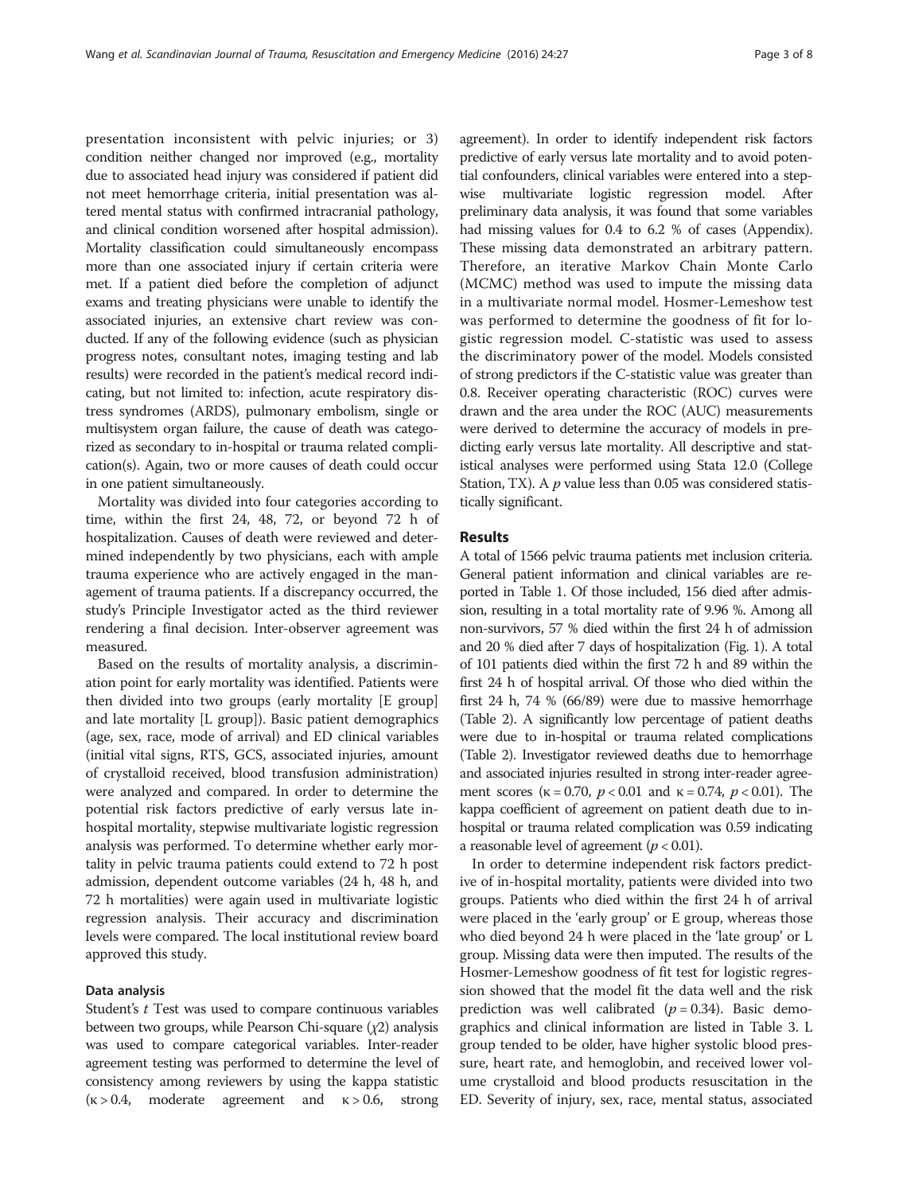presentation inconsistent with pelvic injuries; or 3) condition neither changed nor improved (e.g., mortality due to associated head injury was considered if patient did not meet hemorrhage criteria, initial presentation was altered mental status with confirmed intracranial pathology, and clinical condition worsened after hospital admission). Mortality classification could simultaneously encompass more than one associated injury if certain criteria were met. If a patient died before the completion of adjunct exams and treating physicians were unable to identify the associated injuries, an extensive chart review was conducted. If any of the following evidence (such as physician progress notes, consultant notes, imaging testing and lab results) were recorded in the patient's medical record indicating, but not limited to: infection, acute respiratory distress syndromes (ARDS), pulmonary embolism, single or multisystem organ failure, the cause of death was categorized as secondary to in-hospital or trauma related complication(s). Again, two or more causes of death could occur in one patient simultaneously.

Mortality was divided into four categories according to time, within the first 24, 48, 72, or beyond 72 h of hospitalization. Causes of death were reviewed and determined independently by two physicians, each with ample trauma experience who are actively engaged in the management of trauma patients. If a discrepancy occurred, the study's Principle Investigator acted as the third reviewer rendering a final decision. Inter-observer agreement was measured.

Based on the results of mortality analysis, a discrimination point for early mortality was identified. Patients were then divided into two groups (early mortality [E group] and late mortality [L group]). Basic patient demographics (age, sex, race, mode of arrival) and ED clinical variables (initial vital signs, RTS, GCS, associated injuries, amount of crystalloid received, blood transfusion administration) were analyzed and compared. In order to determine the potential risk factors predictive of early versus late in-hospital mortality, stepwise multivariate logistic regression analysis was performed. To determine whether early mortality in pelvic trauma patients could extend to 72 h post admission, dependent outcome variables (24 h, 48 h, and 72 h mortalities) were again used in multivariate logistic regression analysis. Their accuracy and discrimination levels were compared. The local institutional review board approved this study.

### Data analysis

Student's *t* Test was used to compare continuous variables between two groups, while Pearson Chi-square ($\chi 2$) analysis was used to compare categorical variables. Inter-reader agreement testing was performed to determine the level of consistency among reviewers by using the kappa statistic ($\kappa > 0.4$, moderate agreement and $\kappa > 0.6$, strong agreement). In order to identify independent risk factors predictive of early versus late mortality and to avoid potential confounders, clinical variables were entered into a stepwise multivariate logistic regression model. After preliminary data analysis, it was found that some variables had missing values for 0.4 to 6.2 % of cases (Appendix). These missing data demonstrated an arbitrary pattern. Therefore, an iterative Markov Chain Monte Carlo (MCMC) method was used to impute the missing data in a multivariate normal model. Hosmer-Lemeshow test was performed to determine the goodness of fit for logistic regression model. C-statistic was used to assess the discriminatory power of the model. Models consisted of strong predictors if the C-statistic value was greater than 0.8. Receiver operating characteristic (ROC) curves were drawn and the area under the ROC (AUC) measurements were derived to determine the accuracy of models in predicting early versus late mortality. All descriptive and statistical analyses were performed using Stata 12.0 (College Station, TX). A *p* value less than 0.05 was considered statistically significant.

## Results

A total of 1566 pelvic trauma patients met inclusion criteria. General patient information and clinical variables are reported in Table 1. Of those included, 156 died after admission, resulting in a total mortality rate of 9.96 %. Among all non-survivors, 57 % died within the first 24 h of admission and 20 % died after 7 days of hospitalization (Fig. 1). A total of 101 patients died within the first 72 h and 89 within the first 24 h of hospital arrival. Of those who died within the first 24 h, 74 % (66/89) were due to massive hemorrhage (Table 2). A significantly low percentage of patient deaths were due to in-hospital or trauma related complications (Table 2). Investigator reviewed deaths due to hemorrhage and associated injuries resulted in strong inter-reader agreement scores ($\kappa = 0.70$, $p < 0.01$ and $\kappa = 0.74$, $p < 0.01$). The kappa coefficient of agreement on patient death due to in-hospital or trauma related complication was 0.59 indicating a reasonable level of agreement ($p < 0.01$).

In order to determine independent risk factors predictive of in-hospital mortality, patients were divided into two groups. Patients who died within the first 24 h of arrival were placed in the 'early group' or E group, whereas those who died beyond 24 h were placed in the 'late group' or L group. Missing data were then imputed. The results of the Hosmer-Lemeshow goodness of fit test for logistic regression showed that the model fit the data well and the risk prediction was well calibrated ($p = 0.34$). Basic demographics and clinical information are listed in Table 3. L group tended to be older, have higher systolic blood pressure, heart rate, and hemoglobin, and received lower volume crystalloid and blood products resuscitation in the ED. Severity of injury, sex, race, mental status, associated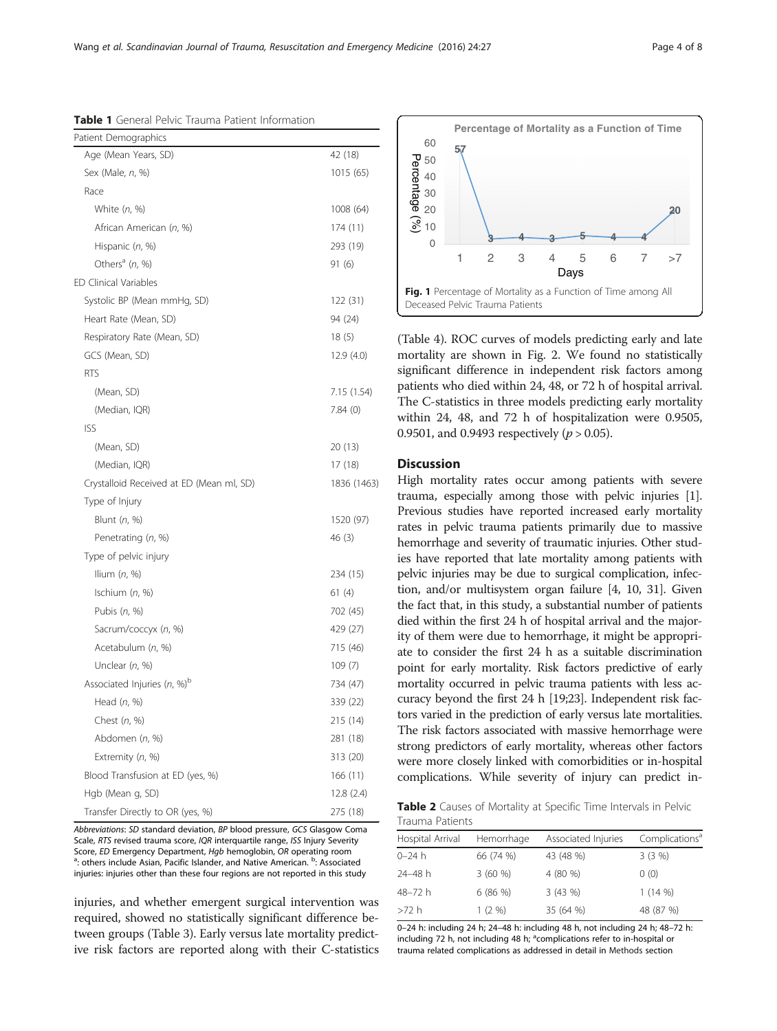**Table 1** General Pelvic Trauma Patient Information

| Patient Demographics | |
|---|---|
| Age (Mean Years, SD) | 42 (18) |
| Sex (Male, *n*, %) | 1015 (65) |
| Race | |
| White (*n*, %) | 1008 (64) |
| African American (*n*, %) | 174 (11) |
| Hispanic (*n*, %) | 293 (19) |
| Others[a] (*n*, %) | 91 (6) |
| ED Clinical Variables | |
| Systolic BP (Mean mmHg, SD) | 122 (31) |
| Heart Rate (Mean, SD) | 94 (24) |
| Respiratory Rate (Mean, SD) | 18 (5) |
| GCS (Mean, SD) | 12.9 (4.0) |
| RTS | |
| (Mean, SD) | 7.15 (1.54) |
| (Median, IQR) | 7.84 (0) |
| ISS | |
| (Mean, SD) | 20 (13) |
| (Median, IQR) | 17 (18) |
| Crystalloid Received at ED (Mean ml, SD) | 1836 (1463) |
| Type of Injury | |
| Blunt (*n*, %) | 1520 (97) |
| Penetrating (*n*, %) | 46 (3) |
| Type of pelvic injury | |
| Ilium (*n*, %) | 234 (15) |
| Ischium (*n*, %) | 61 (4) |
| Pubis (*n*, %) | 702 (45) |
| Sacrum/coccyx (*n*, %) | 429 (27) |
| Acetabulum (*n*, %) | 715 (46) |
| Unclear (*n*, %) | 109 (7) |
| Associated Injuries (*n*, %)[b] | 734 (47) |
| Head (*n*, %) | 339 (22) |
| Chest (*n*, %) | 215 (14) |
| Abdomen (*n*, %) | 281 (18) |
| Extremity (*n*, %) | 313 (20) |
| Blood Transfusion at ED (yes, %) | 166 (11) |
| Hgb (Mean g, SD) | 12.8 (2.4) |
| Transfer Directly to OR (yes, %) | 275 (18) |

*Abbreviations*: *SD* standard deviation, *BP* blood pressure, *GCS* Glasgow Coma Scale, *RTS* revised trauma score, *IQR* interquartile range, *ISS* Injury Severity Score, *ED* Emergency Department, *Hgb* hemoglobin, *OR* operating room
[a]: others include Asian, Pacific Islander, and Native American. [b]: Associated injuries: injuries other than these four regions are not reported in this study

injuries, and whether emergent surgical intervention was required, showed no statistically significant difference between groups (Table 3). Early versus late mortality predictive risk factors are reported along with their C-statistics (Table 4). ROC curves of models predicting early and late mortality are shown in Fig. 2. We found no statistically significant difference in independent risk factors among patients who died within 24, 48, or 72 h of hospital arrival. The C-statistics in three models predicting early mortality within 24, 48, and 72 h of hospitalization were 0.9505, 0.9501, and 0.9493 respectively ($p > 0.05$).

**Fig. 1** Percentage of Mortality as a Function of Time among All Deceased Pelvic Trauma Patients

## Discussion

High mortality rates occur among patients with severe trauma, especially among those with pelvic injuries [1]. Previous studies have reported increased early mortality rates in pelvic trauma patients primarily due to massive hemorrhage and severity of traumatic injuries. Other studies have reported that late mortality among patients with pelvic injuries may be due to surgical complication, infection, and/or multisystem organ failure [4, 10, 31]. Given the fact that, in this study, a substantial number of patients died within the first 24 h of hospital arrival and the majority of them were due to hemorrhage, it might be appropriate to consider the first 24 h as a suitable discrimination point for early mortality. Risk factors predictive of early mortality occurred in pelvic trauma patients with less accuracy beyond the first 24 h [19;23]. Independent risk factors varied in the prediction of early versus late mortalities. The risk factors associated with massive hemorrhage were strong predictors of early mortality, whereas other factors were more closely linked with comorbidities or in-hospital complications. While severity of injury can predict in-

**Table 2** Causes of Mortality at Specific Time Intervals in Pelvic Trauma Patients

| Hospital Arrival | Hemorrhage | Associated Injuries | Complications[a] |
|---|---|---|---|
| 0–24 h | 66 (74 %) | 43 (48 %) | 3 (3 %) |
| 24–48 h | 3 (60 %) | 4 (80 %) | 0 (0) |
| 48–72 h | 6 (86 %) | 3 (43 %) | 1 (14 %) |
| >72 h | 1 (2 %) | 35 (64 %) | 48 (87 %) |

0–24 h: including 24 h; 24–48 h: including 48 h, not including 24 h; 48–72 h: including 72 h, not including 48 h; [a]complications refer to in-hospital or trauma related complications as addressed in detail in Methods section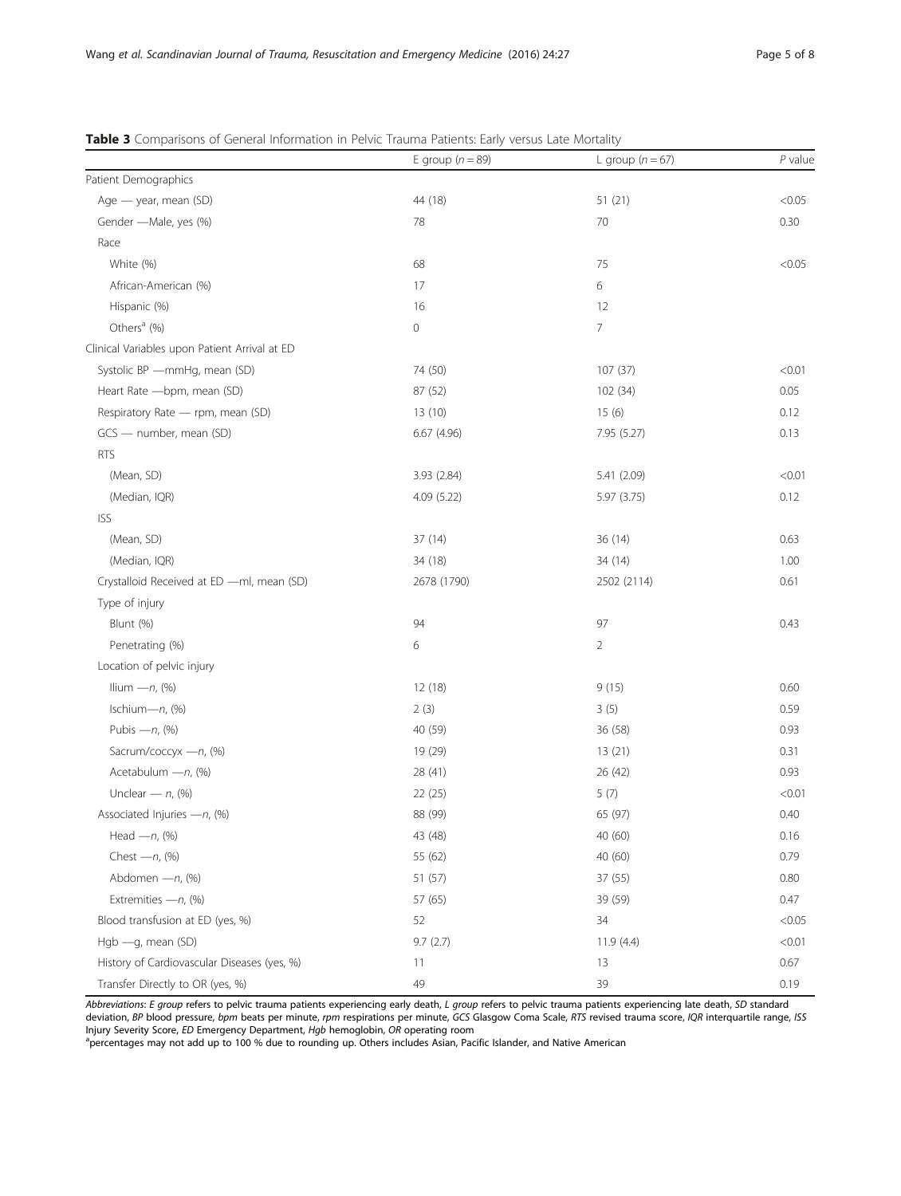**Table 3** Comparisons of General Information in Pelvic Trauma Patients: Early versus Late Mortality

| | E group ($n = 89$) | L group ($n = 67$) | *P* value |
|---|---|---|---|
| Patient Demographics | | | |
| Age — year, mean (SD) | 44 (18) | 51 (21) | <0.05 |
| Gender —Male, yes (%) | 78 | 70 | 0.30 |
| Race | | | |
| White (%) | 68 | 75 | <0.05 |
| African-American (%) | 17 | 6 | |
| Hispanic (%) | 16 | 12 | |
| Others[a] (%) | 0 | 7 | |
| Clinical Variables upon Patient Arrival at ED | | | |
| Systolic BP —mmHg, mean (SD) | 74 (50) | 107 (37) | <0.01 |
| Heart Rate —bpm, mean (SD) | 87 (52) | 102 (34) | 0.05 |
| Respiratory Rate — rpm, mean (SD) | 13 (10) | 15 (6) | 0.12 |
| GCS — number, mean (SD) | 6.67 (4.96) | 7.95 (5.27) | 0.13 |
| RTS | | | |
| (Mean, SD) | 3.93 (2.84) | 5.41 (2.09) | <0.01 |
| (Median, IQR) | 4.09 (5.22) | 5.97 (3.75) | 0.12 |
| ISS | | | |
| (Mean, SD) | 37 (14) | 36 (14) | 0.63 |
| (Median, IQR) | 34 (18) | 34 (14) | 1.00 |
| Crystalloid Received at ED —ml, mean (SD) | 2678 (1790) | 2502 (2114) | 0.61 |
| Type of injury | | | |
| Blunt (%) | 94 | 97 | 0.43 |
| Penetrating (%) | 6 | 2 | |
| Location of pelvic injury | | | |
| Ilium —*n*, (%) | 12 (18) | 9 (15) | 0.60 |
| Ischium—*n*, (%) | 2 (3) | 3 (5) | 0.59 |
| Pubis —*n*, (%) | 40 (59) | 36 (58) | 0.93 |
| Sacrum/coccyx —*n*, (%) | 19 (29) | 13 (21) | 0.31 |
| Acetabulum —*n*, (%) | 28 (41) | 26 (42) | 0.93 |
| Unclear — *n*, (%) | 22 (25) | 5 (7) | <0.01 |
| Associated Injuries —*n*, (%) | 88 (99) | 65 (97) | 0.40 |
| Head —*n*, (%) | 43 (48) | 40 (60) | 0.16 |
| Chest —*n*, (%) | 55 (62) | 40 (60) | 0.79 |
| Abdomen —*n*, (%) | 51 (57) | 37 (55) | 0.80 |
| Extremities —*n*, (%) | 57 (65) | 39 (59) | 0.47 |
| Blood transfusion at ED (yes, %) | 52 | 34 | <0.05 |
| Hgb —g, mean (SD) | 9.7 (2.7) | 11.9 (4.4) | <0.01 |
| History of Cardiovascular Diseases (yes, %) | 11 | 13 | 0.67 |
| Transfer Directly to OR (yes, %) | 49 | 39 | 0.19 |

*Abbreviations*: *E group* refers to pelvic trauma patients experiencing early death, *L group* refers to pelvic trauma patients experiencing late death, *SD* standard deviation, *BP* blood pressure, *bpm* beats per minute, *rpm* respirations per minute, *GCS* Glasgow Coma Scale, *RTS* revised trauma score, *IQR* interquartile range, *ISS* Injury Severity Score, *ED* Emergency Department, *Hgb* hemoglobin, *OR* operating room

[a]percentages may not add up to 100 % due to rounding up. Others includes Asian, Pacific Islander, and Native American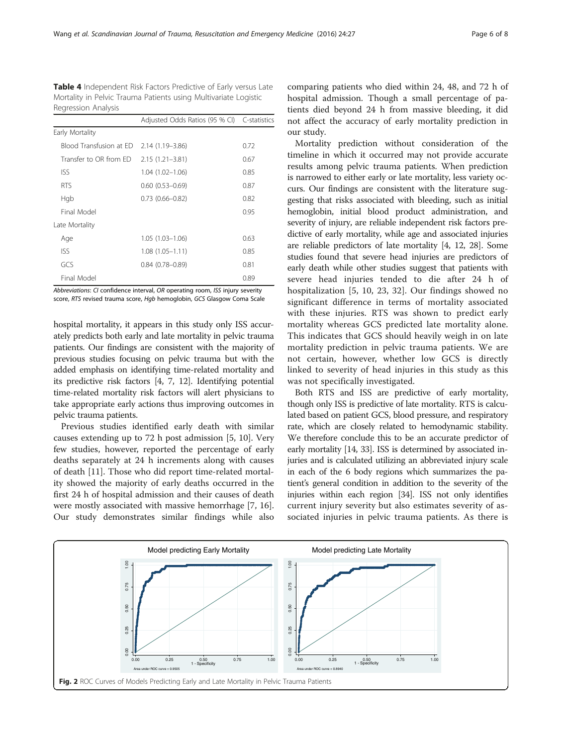**Table 4** Independent Risk Factors Predictive of Early versus Late Mortality in Pelvic Trauma Patients using Multivariate Logistic Regression Analysis

| | Adjusted Odds Ratios (95 % CI) | C-statistics |
|---|---|---|
| Early Mortality | | |
| Blood Transfusion at ED | 2.14 (1.19–3.86) | 0.72 |
| Transfer to OR from ED | 2.15 (1.21–3.81) | 0.67 |
| ISS | 1.04 (1.02–1.06) | 0.85 |
| RTS | 0.60 (0.53–0.69) | 0.87 |
| Hgb | 0.73 (0.66–0.82) | 0.82 |
| Final Model | | 0.95 |
| Late Mortality | | |
| Age | 1.05 (1.03–1.06) | 0.63 |
| ISS | 1.08 (1.05–1.11) | 0.85 |
| GCS | 0.84 (0.78–0.89) | 0.81 |
| Final Model | | 0.89 |

*Abbreviations*: *CI* confidence interval, *OR* operating room, *ISS* injury severity score, *RTS* revised trauma score, *Hgb* hemoglobin, *GCS* Glasgow Coma Scale

hospital mortality, it appears in this study only ISS accurately predicts both early and late mortality in pelvic trauma patients. Our findings are consistent with the majority of previous studies focusing on pelvic trauma but with the added emphasis on identifying time-related mortality and its predictive risk factors [4, 7, 12]. Identifying potential time-related mortality risk factors will alert physicians to take appropriate early actions thus improving outcomes in pelvic trauma patients.

Previous studies identified early death with similar causes extending up to 72 h post admission [5, 10]. Very few studies, however, reported the percentage of early deaths separately at 24 h increments along with causes of death [11]. Those who did report time-related mortality showed the majority of early deaths occurred in the first 24 h of hospital admission and their causes of death were mostly associated with massive hemorrhage [7, 16]. Our study demonstrates similar findings while also comparing patients who died within 24, 48, and 72 h of hospital admission. Though a small percentage of patients died beyond 24 h from massive bleeding, it did not affect the accuracy of early mortality prediction in our study.

Mortality prediction without consideration of the timeline in which it occurred may not provide accurate results among pelvic trauma patients. When prediction is narrowed to either early or late mortality, less variety occurs. Our findings are consistent with the literature suggesting that risks associated with bleeding, such as initial hemoglobin, initial blood product administration, and severity of injury, are reliable independent risk factors predictive of early mortality, while age and associated injuries are reliable predictors of late mortality [4, 12, 28]. Some studies found that severe head injuries are predictors of early death while other studies suggest that patients with severe head injuries tended to die after 24 h of hospitalization [5, 10, 23, 32]. Our findings showed no significant difference in terms of mortality associated with these injuries. RTS was shown to predict early mortality whereas GCS predicted late mortality alone. This indicates that GCS should heavily weigh in on late mortality prediction in pelvic trauma patients. We are not certain, however, whether low GCS is directly linked to severity of head injuries in this study as this was not specifically investigated.

Both RTS and ISS are predictive of early mortality, though only ISS is predictive of late mortality. RTS is calculated based on patient GCS, blood pressure, and respiratory rate, which are closely related to hemodynamic stability. We therefore conclude this to be an accurate predictor of early mortality [14, 33]. ISS is determined by associated injuries and is calculated utilizing an abbreviated injury scale in each of the 6 body regions which summarizes the patient's general condition in addition to the severity of the injuries within each region [34]. ISS not only identifies current injury severity but also estimates severity of associated injuries in pelvic trauma patients. As there is

**Fig. 2** ROC Curves of Models Predicting Early and Late Mortality in Pelvic Trauma Patients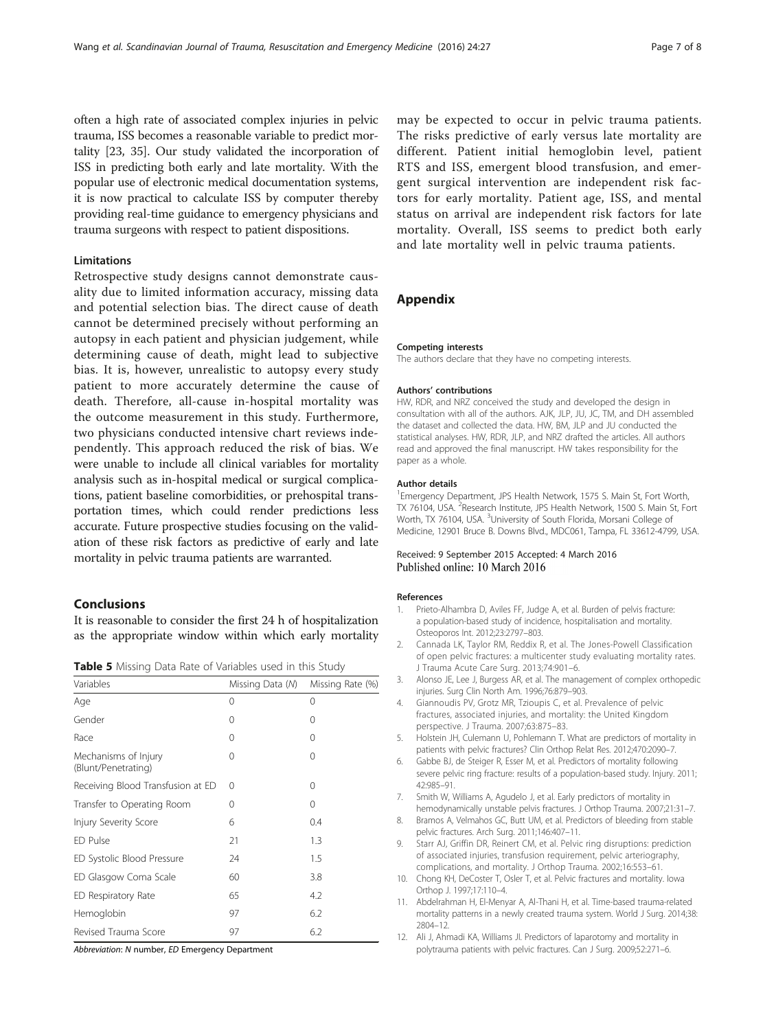often a high rate of associated complex injuries in pelvic trauma, ISS becomes a reasonable variable to predict mortality [23, 35]. Our study validated the incorporation of ISS in predicting both early and late mortality. With the popular use of electronic medical documentation systems, it is now practical to calculate ISS by computer thereby providing real-time guidance to emergency physicians and trauma surgeons with respect to patient dispositions.

### Limitations

Retrospective study designs cannot demonstrate causality due to limited information accuracy, missing data and potential selection bias. The direct cause of death cannot be determined precisely without performing an autopsy in each patient and physician judgement, while determining cause of death, might lead to subjective bias. It is, however, unrealistic to autopsy every study patient to more accurately determine the cause of death. Therefore, all-cause in-hospital mortality was the outcome measurement in this study. Furthermore, two physicians conducted intensive chart reviews independently. This approach reduced the risk of bias. We were unable to include all clinical variables for mortality analysis such as in-hospital medical or surgical complications, patient baseline comorbidities, or prehospital transportation times, which could render predictions less accurate. Future prospective studies focusing on the validation of these risk factors as predictive of early and late mortality in pelvic trauma patients are warranted.

## Conclusions

It is reasonable to consider the first 24 h of hospitalization as the appropriate window within which early mortality may be expected to occur in pelvic trauma patients. The risks predictive of early versus late mortality are different. Patient initial hemoglobin level, patient RTS and ISS, emergent blood transfusion, and emergent surgical intervention are independent risk factors for early mortality. Patient age, ISS, and mental status on arrival are independent risk factors for late mortality. Overall, ISS seems to predict both early and late mortality well in pelvic trauma patients.

**Table 5** Missing Data Rate of Variables used in this Study

| Variables | Missing Data (N) | Missing Rate (%) |
|---|---|---|
| Age | 0 | 0 |
| Gender | 0 | 0 |
| Race | 0 | 0 |
| Mechanisms of Injury (Blunt/Penetrating) | 0 | 0 |
| Receiving Blood Transfusion at ED | 0 | 0 |
| Transfer to Operating Room | 0 | 0 |
| Injury Severity Score | 6 | 0.4 |
| ED Pulse | 21 | 1.3 |
| ED Systolic Blood Pressure | 24 | 1.5 |
| ED Glasgow Coma Scale | 60 | 3.8 |
| ED Respiratory Rate | 65 | 4.2 |
| Hemoglobin | 97 | 6.2 |
| Revised Trauma Score | 97 | 6.2 |

*Abbreviation*: *N* number, *ED* Emergency Department

## Appendix

#### Competing interests

The authors declare that they have no competing interests.

#### Authors' contributions

HW, RDR, and NRZ conceived the study and developed the design in consultation with all of the authors. AJK, JLP, JU, JC, TM, and DH assembled the dataset and collected the data. HW, BM, JLP and JU conducted the statistical analyses. HW, RDR, JLP, and NRZ drafted the articles. All authors read and approved the final manuscript. HW takes responsibility for the paper as a whole.

#### Author details

[1]Emergency Department, JPS Health Network, 1575 S. Main St, Fort Worth, TX 76104, USA. [2]Research Institute, JPS Health Network, 1500 S. Main St, Fort Worth, TX 76104, USA. [3]University of South Florida, Morsani College of Medicine, 12901 Bruce B. Downs Blvd., MDC061, Tampa, FL 33612-4799, USA.

Received: 9 September 2015 Accepted: 4 March 2016
Published online: 10 March 2016

#### References

1. Prieto-Alhambra D, Aviles FF, Judge A, et al. Burden of pelvis fracture: a population-based study of incidence, hospitalisation and mortality. Osteoporos Int. 2012;23:2797–803.
2. Cannada LK, Taylor RM, Reddix R, et al. The Jones-Powell Classification of open pelvic fractures: a multicenter study evaluating mortality rates. J Trauma Acute Care Surg. 2013;74:901–6.
3. Alonso JE, Lee J, Burgess AR, et al. The management of complex orthopedic injuries. Surg Clin North Am. 1996;76:879–903.
4. Giannoudis PV, Grotz MR, Tzioupis C, et al. Prevalence of pelvic fractures, associated injuries, and mortality: the United Kingdom perspective. J Trauma. 2007;63:875–83.
5. Holstein JH, Culemann U, Pohlemann T. What are predictors of mortality in patients with pelvic fractures? Clin Orthop Relat Res. 2012;470:2090–7.
6. Gabbe BJ, de Steiger R, Esser M, et al. Predictors of mortality following severe pelvic ring fracture: results of a population-based study. Injury. 2011; 42:985–91.
7. Smith W, Williams A, Agudelo J, et al. Early predictors of mortality in hemodynamically unstable pelvis fractures. J Orthop Trauma. 2007;21:31–7.
8. Bramos A, Velmahos GC, Butt UM, et al. Predictors of bleeding from stable pelvic fractures. Arch Surg. 2011;146:407–11.
9. Starr AJ, Griffin DR, Reinert CM, et al. Pelvic ring disruptions: prediction of associated injuries, transfusion requirement, pelvic arteriography, complications, and mortality. J Orthop Trauma. 2002;16:553–61.
10. Chong KH, DeCoster T, Osler T, et al. Pelvic fractures and mortality. Iowa Orthop J. 1997;17:110–4.
11. Abdelrahman H, El-Menyar A, Al-Thani H, et al. Time-based trauma-related mortality patterns in a newly created trauma system. World J Surg. 2014;38: 2804–12.
12. Ali J, Ahmadi KA, Williams JI. Predictors of laparotomy and mortality in polytrauma patients with pelvic fractures. Can J Surg. 2009;52:271–6.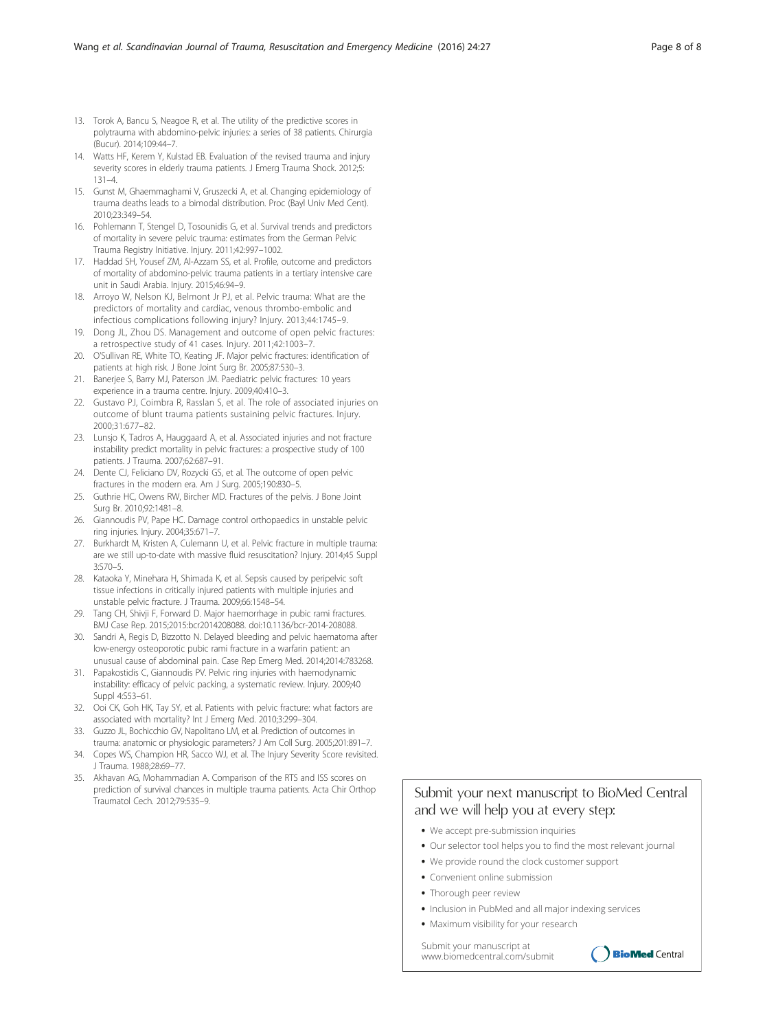13. Torok A, Bancu S, Neagoe R, et al. The utility of the predictive scores in polytrauma with abdomino-pelvic injuries: a series of 38 patients. Chirurgia (Bucur). 2014;109:44–7.
14. Watts HF, Kerem Y, Kulstad EB. Evaluation of the revised trauma and injury severity scores in elderly trauma patients. J Emerg Trauma Shock. 2012;5: 131–4.
15. Gunst M, Ghaemmaghami V, Gruszecki A, et al. Changing epidemiology of trauma deaths leads to a bimodal distribution. Proc (Bayl Univ Med Cent). 2010;23:349–54.
16. Pohlemann T, Stengel D, Tosounidis G, et al. Survival trends and predictors of mortality in severe pelvic trauma: estimates from the German Pelvic Trauma Registry Initiative. Injury. 2011;42:997–1002.
17. Haddad SH, Yousef ZM, Al-Azzam SS, et al. Profile, outcome and predictors of mortality of abdomino-pelvic trauma patients in a tertiary intensive care unit in Saudi Arabia. Injury. 2015;46:94–9.
18. Arroyo W, Nelson KJ, Belmont Jr PJ, et al. Pelvic trauma: What are the predictors of mortality and cardiac, venous thrombo-embolic and infectious complications following injury? Injury. 2013;44:1745–9.
19. Dong JL, Zhou DS. Management and outcome of open pelvic fractures: a retrospective study of 41 cases. Injury. 2011;42:1003–7.
20. O'Sullivan RE, White TO, Keating JF. Major pelvic fractures: identification of patients at high risk. J Bone Joint Surg Br. 2005;87:530–3.
21. Banerjee S, Barry MJ, Paterson JM. Paediatric pelvic fractures: 10 years experience in a trauma centre. Injury. 2009;40:410–3.
22. Gustavo PJ, Coimbra R, Rasslan S, et al. The role of associated injuries on outcome of blunt trauma patients sustaining pelvic fractures. Injury. 2000;31:677–82.
23. Lunsjo K, Tadros A, Hauggaard A, et al. Associated injuries and not fracture instability predict mortality in pelvic fractures: a prospective study of 100 patients. J Trauma. 2007;62:687–91.
24. Dente CJ, Feliciano DV, Rozycki GS, et al. The outcome of open pelvic fractures in the modern era. Am J Surg. 2005;190:830–5.
25. Guthrie HC, Owens RW, Bircher MD. Fractures of the pelvis. J Bone Joint Surg Br. 2010;92:1481–8.
26. Giannoudis PV, Pape HC. Damage control orthopaedics in unstable pelvic ring injuries. Injury. 2004;35:671–7.
27. Burkhardt M, Kristen A, Culemann U, et al. Pelvic fracture in multiple trauma: are we still up-to-date with massive fluid resuscitation? Injury. 2014;45 Suppl 3:S70–5.
28. Kataoka Y, Minehara H, Shimada K, et al. Sepsis caused by peripelvic soft tissue infections in critically injured patients with multiple injuries and unstable pelvic fracture. J Trauma. 2009;66:1548–54.
29. Tang CH, Shivji F, Forward D. Major haemorrhage in pubic rami fractures. BMJ Case Rep. 2015;2015:bcr2014208088. doi:10.1136/bcr-2014-208088.
30. Sandri A, Regis D, Bizzotto N. Delayed bleeding and pelvic haematoma after low-energy osteoporotic pubic rami fracture in a warfarin patient: an unusual cause of abdominal pain. Case Rep Emerg Med. 2014;2014:783268.
31. Papakostidis C, Giannoudis PV. Pelvic ring injuries with haemodynamic instability: efficacy of pelvic packing, a systematic review. Injury. 2009;40 Suppl 4:S53–61.
32. Ooi CK, Goh HK, Tay SY, et al. Patients with pelvic fracture: what factors are associated with mortality? Int J Emerg Med. 2010;3:299–304.
33. Guzzo JL, Bochicchio GV, Napolitano LM, et al. Prediction of outcomes in trauma: anatomic or physiologic parameters? J Am Coll Surg. 2005;201:891–7.
34. Copes WS, Champion HR, Sacco WJ, et al. The Injury Severity Score revisited. J Trauma. 1988;28:69–77.
35. Akhavan AG, Mohammadian A. Comparison of the RTS and ISS scores on prediction of survival chances in multiple trauma patients. Acta Chir Orthop Traumatol Cech. 2012;79:535–9.

Submit your next manuscript to BioMed Central and we will help you at every step:

- We accept pre-submission inquiries
- Our selector tool helps you to find the most relevant journal
- We provide round the clock customer support
- Convenient online submission
- Thorough peer review
- Inclusion in PubMed and all major indexing services
- Maximum visibility for your research

Submit your manuscript at www.biomedcentral.com/submit

BioMed Central